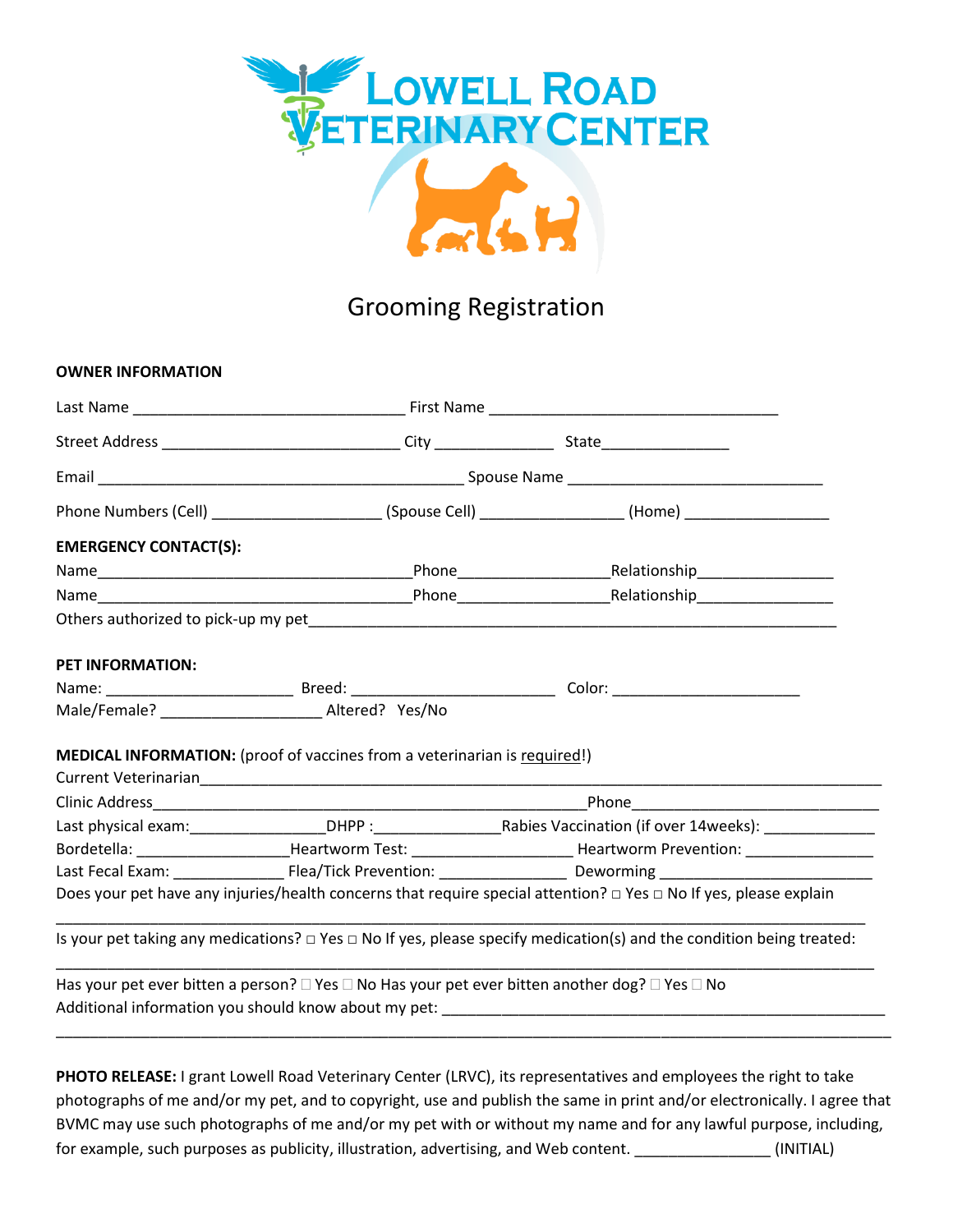# LOWELL ROAD VETERINARY CENTER

## Grooming Registration

**OWNER INFORMATION**

Last Name ________________________________ First Name __________________________________

Street Address ____________________________ City ______________ State_______________

Email ____________________________________________ Spouse Name ______________________________

Phone Numbers (Cell) ___________________ (Spouse Cell) ________________ (Home) _________________

**EMERGENCY CONTACT(S):**

Name_____________________________________Phone_________________Relationship________________

Name_____________________________________Phone_________________Relationship________________

Others authorized to pick-up my pet_____________________________________________________________

**PET INFORMATION:**

Name: ______________________ Breed: ________________________ Color: ______________________

Male/Female? ___________________ Altered? Yes/No

**MEDICAL INFORMATION:** (proof of vaccines from a veterinarian is required!)

Current Veterinarian_______________________________________________________________________

Clinic Address___________________________________________________Phone____________________________

Last physical exam:________________DHPP :______________Rabies Vaccination (if over 14weeks): _____________

Bordetella: _________________Heartworm Test: ___________________ Heartworm Prevention: _______________

Last Fecal Exam: _____________ Flea/Tick Prevention: _______________ Deworming _________________________

Does your pet have any injuries/health concerns that require special attention? □ Yes □ No If yes, please explain

_______________________________________________________________________________________________

Is your pet taking any medications? □ Yes □ No If yes, please specify medication(s) and the condition being treated:

_______________________________________________________________________________________________

Has your pet ever bitten a person? □ Yes □ No Has your pet ever bitten another dog? □ Yes □ No

Additional information you should know about my pet: _____________________________________________________

_______________________________________________________________________________________________

**PHOTO RELEASE:** I grant Lowell Road Veterinary Center (LRVC), its representatives and employees the right to take photographs of me and/or my pet, and to copyright, use and publish the same in print and/or electronically. I agree that BVMC may use such photographs of me and/or my pet with or without my name and for any lawful purpose, including, for example, such purposes as publicity, illustration, advertising, and Web content. ________________ (INITIAL)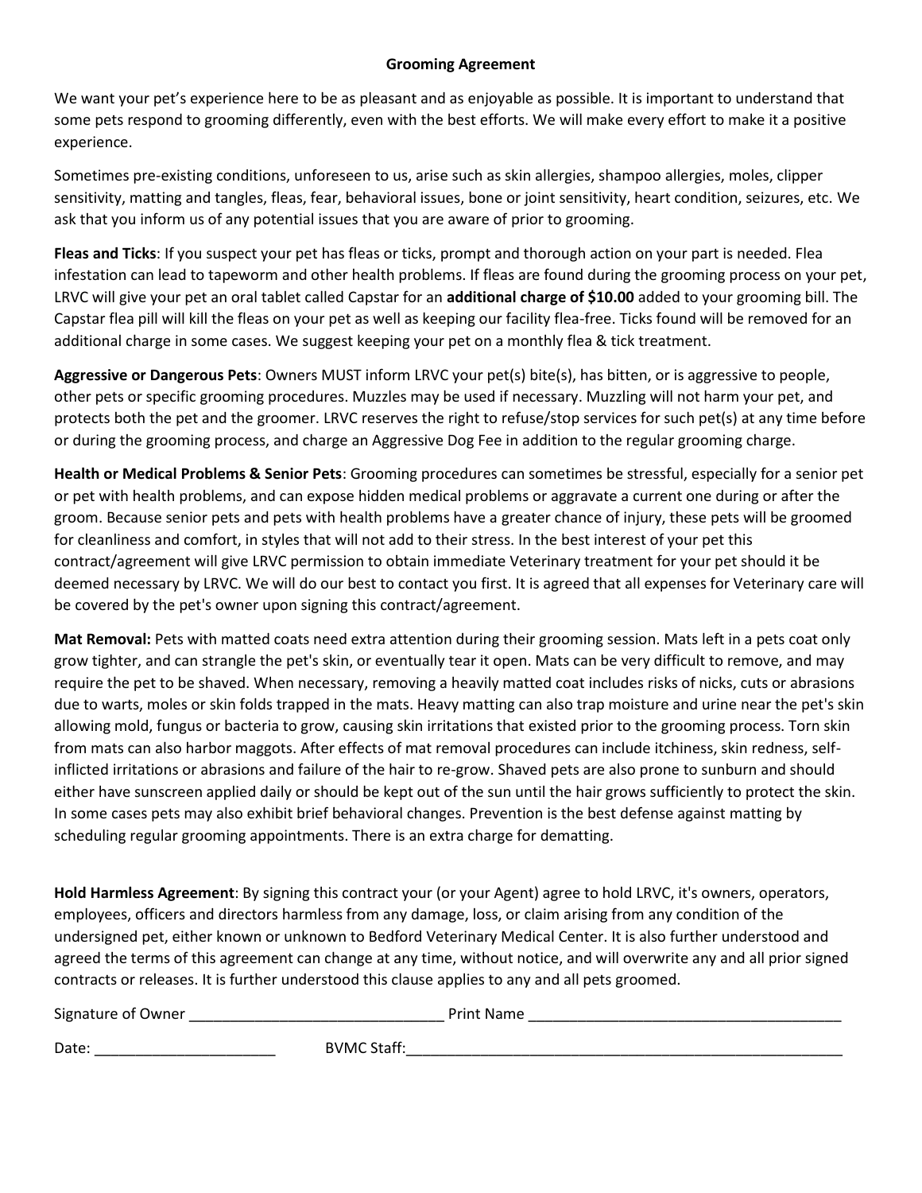**Grooming Agreement**

We want your pet's experience here to be as pleasant and as enjoyable as possible. It is important to understand that some pets respond to grooming differently, even with the best efforts. We will make every effort to make it a positive experience.

Sometimes pre-existing conditions, unforeseen to us, arise such as skin allergies, shampoo allergies, moles, clipper sensitivity, matting and tangles, fleas, fear, behavioral issues, bone or joint sensitivity, heart condition, seizures, etc. We ask that you inform us of any potential issues that you are aware of prior to grooming.

**Fleas and Ticks**: If you suspect your pet has fleas or ticks, prompt and thorough action on your part is needed. Flea infestation can lead to tapeworm and other health problems. If fleas are found during the grooming process on your pet, LRVC will give your pet an oral tablet called Capstar for an **additional charge of $10.00** added to your grooming bill. The Capstar flea pill will kill the fleas on your pet as well as keeping our facility flea-free. Ticks found will be removed for an additional charge in some cases. We suggest keeping your pet on a monthly flea & tick treatment.

**Aggressive or Dangerous Pets**: Owners MUST inform LRVC your pet(s) bite(s), has bitten, or is aggressive to people, other pets or specific grooming procedures. Muzzles may be used if necessary. Muzzling will not harm your pet, and protects both the pet and the groomer. LRVC reserves the right to refuse/stop services for such pet(s) at any time before or during the grooming process, and charge an Aggressive Dog Fee in addition to the regular grooming charge.

**Health or Medical Problems & Senior Pets**: Grooming procedures can sometimes be stressful, especially for a senior pet or pet with health problems, and can expose hidden medical problems or aggravate a current one during or after the groom. Because senior pets and pets with health problems have a greater chance of injury, these pets will be groomed for cleanliness and comfort, in styles that will not add to their stress. In the best interest of your pet this contract/agreement will give LRVC permission to obtain immediate Veterinary treatment for your pet should it be deemed necessary by LRVC. We will do our best to contact you first. It is agreed that all expenses for Veterinary care will be covered by the pet's owner upon signing this contract/agreement.

**Mat Removal:** Pets with matted coats need extra attention during their grooming session. Mats left in a pets coat only grow tighter, and can strangle the pet's skin, or eventually tear it open. Mats can be very difficult to remove, and may require the pet to be shaved. When necessary, removing a heavily matted coat includes risks of nicks, cuts or abrasions due to warts, moles or skin folds trapped in the mats. Heavy matting can also trap moisture and urine near the pet's skin allowing mold, fungus or bacteria to grow, causing skin irritations that existed prior to the grooming process. Torn skin from mats can also harbor maggots. After effects of mat removal procedures can include itchiness, skin redness, self-inflicted irritations or abrasions and failure of the hair to re-grow. Shaved pets are also prone to sunburn and should either have sunscreen applied daily or should be kept out of the sun until the hair grows sufficiently to protect the skin. In some cases pets may also exhibit brief behavioral changes. Prevention is the best defense against matting by scheduling regular grooming appointments. There is an extra charge for dematting.

**Hold Harmless Agreement**: By signing this contract your (or your Agent) agree to hold LRVC, it's owners, operators, employees, officers and directors harmless from any damage, loss, or claim arising from any condition of the undersigned pet, either known or unknown to Bedford Veterinary Medical Center. It is also further understood and agreed the terms of this agreement can change at any time, without notice, and will overwrite any and all prior signed contracts or releases. It is further understood this clause applies to any and all pets groomed.

Signature of Owner _______________________________ Print Name ______________________________________

Date: ______________________ BVMC Staff:______________________________________________________